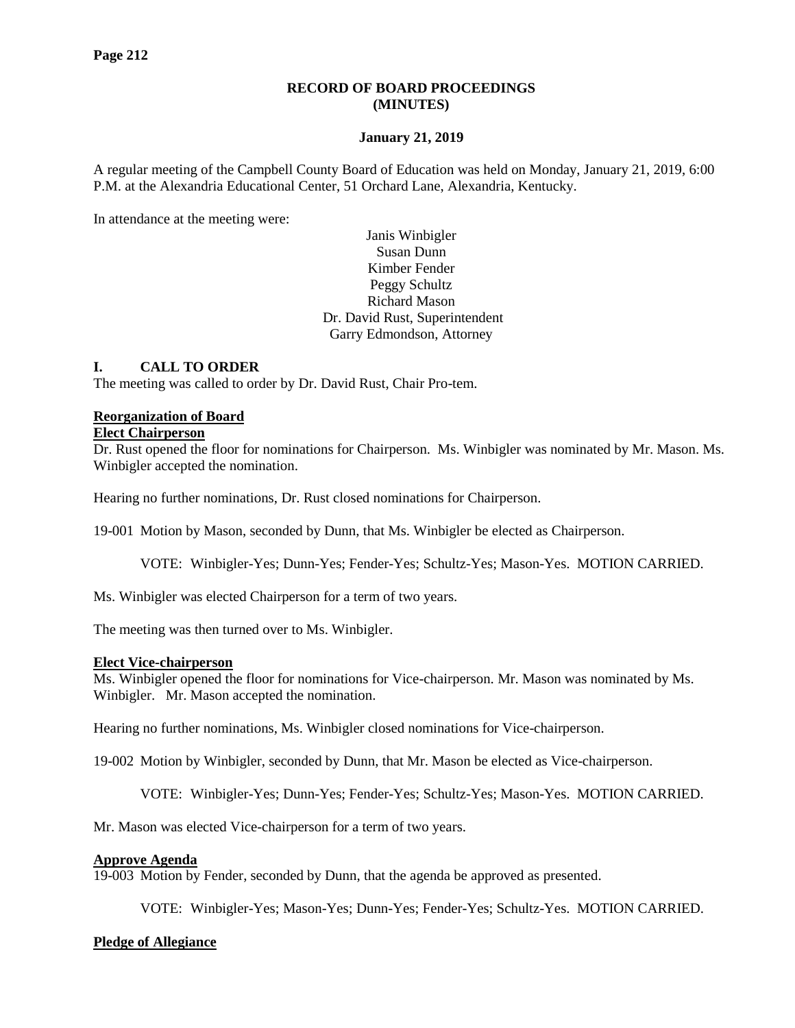## RECORD OF BOARD PROCEEDINGS (MINUTES)

### January 21, 2019

A regular meeting of the Campbell County Board of Education was held on Monday, January 21, 2019, 6:00 P.M. at the Alexandria Educational Center, 51 Orchard Lane, Alexandria, Kentucky.

In attendance at the meeting were:

Janis Winbigler
Susan Dunn
Kimber Fender
Peggy Schultz
Richard Mason
Dr. David Rust, Superintendent
Garry Edmondson, Attorney

## I. CALL TO ORDER

The meeting was called to order by Dr. David Rust, Chair Pro-tem.

**Reorganization of Board**

**Elect Chairperson**

Dr. Rust opened the floor for nominations for Chairperson. Ms. Winbigler was nominated by Mr. Mason. Ms. Winbigler accepted the nomination.

Hearing no further nominations, Dr. Rust closed nominations for Chairperson.

19-001 Motion by Mason, seconded by Dunn, that Ms. Winbigler be elected as Chairperson.

VOTE: Winbigler-Yes; Dunn-Yes; Fender-Yes; Schultz-Yes; Mason-Yes. MOTION CARRIED.

Ms. Winbigler was elected Chairperson for a term of two years.

The meeting was then turned over to Ms. Winbigler.

**Elect Vice-chairperson**

Ms. Winbigler opened the floor for nominations for Vice-chairperson. Mr. Mason was nominated by Ms. Winbigler. Mr. Mason accepted the nomination.

Hearing no further nominations, Ms. Winbigler closed nominations for Vice-chairperson.

19-002 Motion by Winbigler, seconded by Dunn, that Mr. Mason be elected as Vice-chairperson.

VOTE: Winbigler-Yes; Dunn-Yes; Fender-Yes; Schultz-Yes; Mason-Yes. MOTION CARRIED.

Mr. Mason was elected Vice-chairperson for a term of two years.

**Approve Agenda**

19-003 Motion by Fender, seconded by Dunn, that the agenda be approved as presented.

VOTE: Winbigler-Yes; Mason-Yes; Dunn-Yes; Fender-Yes; Schultz-Yes. MOTION CARRIED.

**Pledge of Allegiance**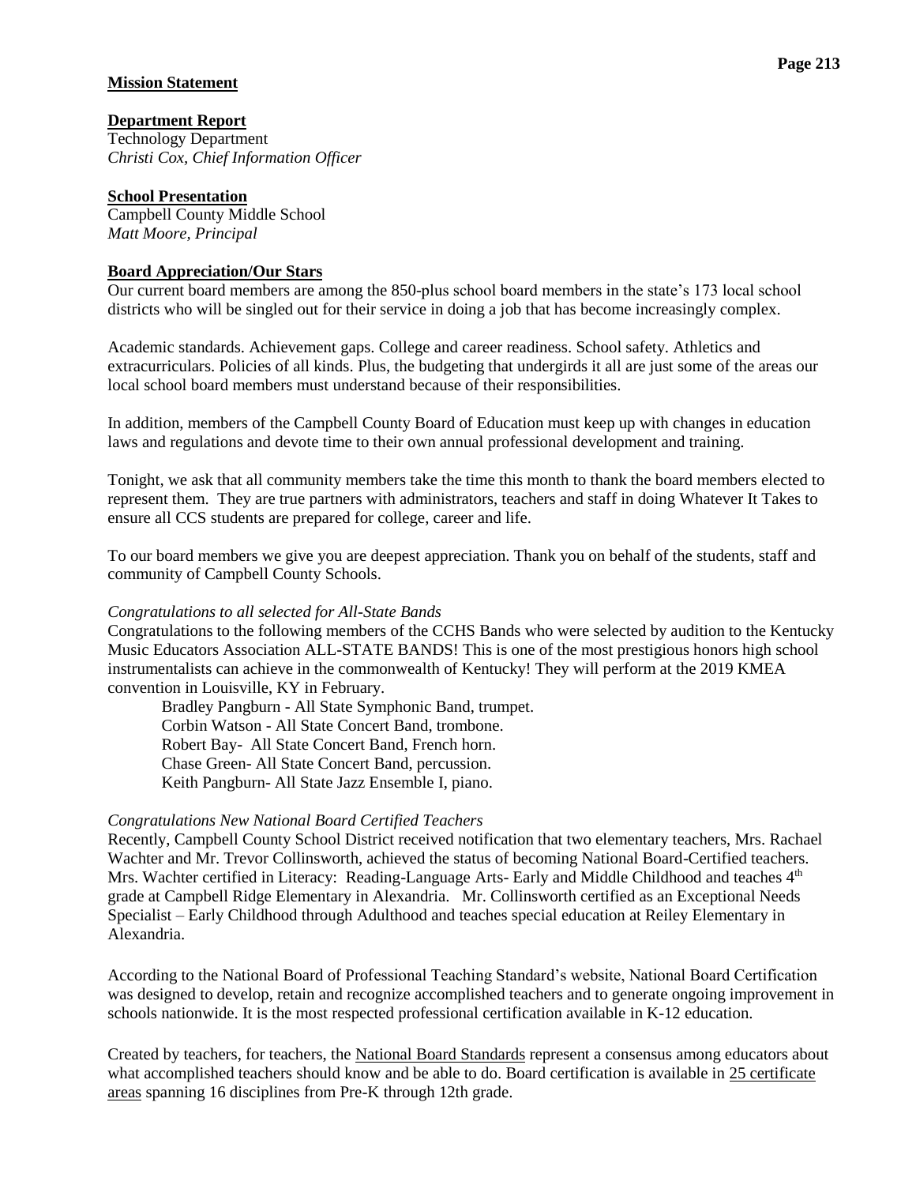**Mission Statement**

**Department Report**

Technology Department

*Christi Cox, Chief Information Officer*

**School Presentation**

Campbell County Middle School

*Matt Moore, Principal*

**Board Appreciation/Our Stars**

Our current board members are among the 850-plus school board members in the state's 173 local school districts who will be singled out for their service in doing a job that has become increasingly complex.

Academic standards. Achievement gaps. College and career readiness. School safety. Athletics and extracurriculars. Policies of all kinds. Plus, the budgeting that undergirds it all are just some of the areas our local school board members must understand because of their responsibilities.

In addition, members of the Campbell County Board of Education must keep up with changes in education laws and regulations and devote time to their own annual professional development and training.

Tonight, we ask that all community members take the time this month to thank the board members elected to represent them. They are true partners with administrators, teachers and staff in doing Whatever It Takes to ensure all CCS students are prepared for college, career and life.

To our board members we give you are deepest appreciation. Thank you on behalf of the students, staff and community of Campbell County Schools.

*Congratulations to all selected for All-State Bands*

Congratulations to the following members of the CCHS Bands who were selected by audition to the Kentucky Music Educators Association ALL-STATE BANDS! This is one of the most prestigious honors high school instrumentalists can achieve in the commonwealth of Kentucky! They will perform at the 2019 KMEA convention in Louisville, KY in February.

Bradley Pangburn - All State Symphonic Band, trumpet.
Corbin Watson - All State Concert Band, trombone.
Robert Bay- All State Concert Band, French horn.
Chase Green- All State Concert Band, percussion.
Keith Pangburn- All State Jazz Ensemble I, piano.

*Congratulations New National Board Certified Teachers*

Recently, Campbell County School District received notification that two elementary teachers, Mrs. Rachael Wachter and Mr. Trevor Collinsworth, achieved the status of becoming National Board-Certified teachers. Mrs. Wachter certified in Literacy: Reading-Language Arts- Early and Middle Childhood and teaches 4th grade at Campbell Ridge Elementary in Alexandria. Mr. Collinsworth certified as an Exceptional Needs Specialist – Early Childhood through Adulthood and teaches special education at Reiley Elementary in Alexandria.

According to the National Board of Professional Teaching Standard's website, National Board Certification was designed to develop, retain and recognize accomplished teachers and to generate ongoing improvement in schools nationwide. It is the most respected professional certification available in K-12 education.

Created by teachers, for teachers, the National Board Standards represent a consensus among educators about what accomplished teachers should know and be able to do. Board certification is available in 25 certificate areas spanning 16 disciplines from Pre-K through 12th grade.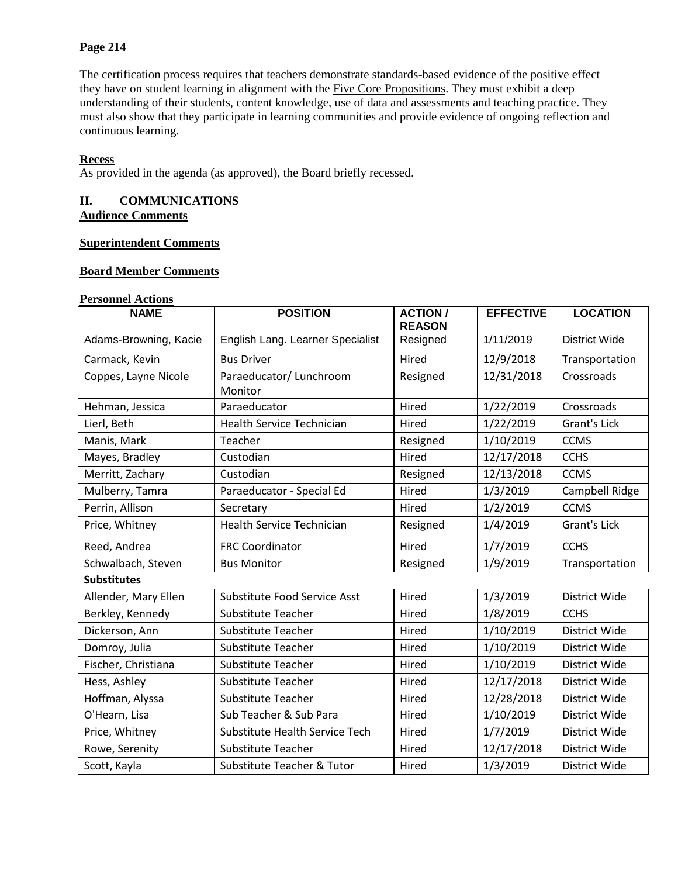**Page 214**

The certification process requires that teachers demonstrate standards-based evidence of the positive effect they have on student learning in alignment with the Five Core Propositions. They must exhibit a deep understanding of their students, content knowledge, use of data and assessments and teaching practice. They must also show that they participate in learning communities and provide evidence of ongoing reflection and continuous learning.

**Recess**

As provided in the agenda (as approved), the Board briefly recessed.

## II. COMMUNICATIONS

**Audience Comments**

**Superintendent Comments**

**Board Member Comments**

**Personnel Actions**

| NAME | POSITION | ACTION / REASON | EFFECTIVE | LOCATION |
|---|---|---|---|---|
| Adams-Browning, Kacie | English Lang. Learner Specialist | Resigned | 1/11/2019 | District Wide |
| Carmack, Kevin | Bus Driver | Hired | 12/9/2018 | Transportation |
| Coppes, Layne Nicole | Paraeducator/ Lunchroom Monitor | Resigned | 12/31/2018 | Crossroads |
| Hehman, Jessica | Paraeducator | Hired | 1/22/2019 | Crossroads |
| Lierl, Beth | Health Service Technician | Hired | 1/22/2019 | Grant's Lick |
| Manis, Mark | Teacher | Resigned | 1/10/2019 | CCMS |
| Mayes, Bradley | Custodian | Hired | 12/17/2018 | CCHS |
| Merritt, Zachary | Custodian | Resigned | 12/13/2018 | CCMS |
| Mulberry, Tamra | Paraeducator - Special Ed | Hired | 1/3/2019 | Campbell Ridge |
| Perrin, Allison | Secretary | Hired | 1/2/2019 | CCMS |
| Price, Whitney | Health Service Technician | Resigned | 1/4/2019 | Grant's Lick |
| Reed, Andrea | FRC Coordinator | Hired | 1/7/2019 | CCHS |
| Schwalbach, Steven | Bus Monitor | Resigned | 1/9/2019 | Transportation |
| **Substitutes** | | | | |
| Allender, Mary Ellen | Substitute Food Service Asst | Hired | 1/3/2019 | District Wide |
| Berkley, Kennedy | Substitute Teacher | Hired | 1/8/2019 | CCHS |
| Dickerson, Ann | Substitute Teacher | Hired | 1/10/2019 | District Wide |
| Domroy, Julia | Substitute Teacher | Hired | 1/10/2019 | District Wide |
| Fischer, Christiana | Substitute Teacher | Hired | 1/10/2019 | District Wide |
| Hess, Ashley | Substitute Teacher | Hired | 12/17/2018 | District Wide |
| Hoffman, Alyssa | Substitute Teacher | Hired | 12/28/2018 | District Wide |
| O'Hearn, Lisa | Sub Teacher & Sub Para | Hired | 1/10/2019 | District Wide |
| Price, Whitney | Substitute Health Service Tech | Hired | 1/7/2019 | District Wide |
| Rowe, Serenity | Substitute Teacher | Hired | 12/17/2018 | District Wide |
| Scott, Kayla | Substitute Teacher & Tutor | Hired | 1/3/2019 | District Wide |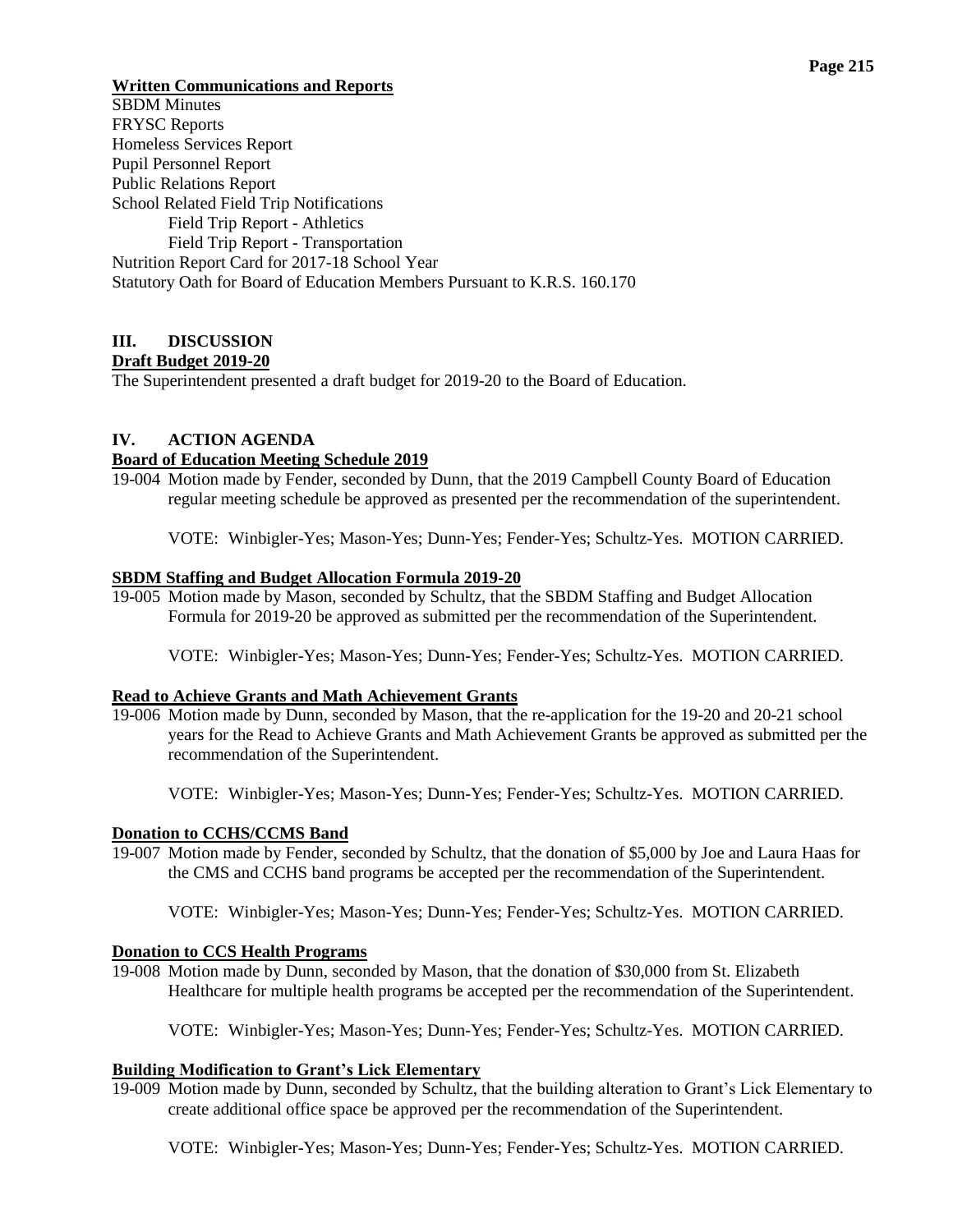**Written Communications and Reports**

SBDM Minutes
FRYSC Reports
Homeless Services Report
Pupil Personnel Report
Public Relations Report
School Related Field Trip Notifications
    Field Trip Report - Athletics
    Field Trip Report - Transportation
Nutrition Report Card for 2017-18 School Year
Statutory Oath for Board of Education Members Pursuant to K.R.S. 160.170

## III. DISCUSSION

**Draft Budget 2019-20**

The Superintendent presented a draft budget for 2019-20 to the Board of Education.

## IV. ACTION AGENDA

**Board of Education Meeting Schedule 2019**

19-004 Motion made by Fender, seconded by Dunn, that the 2019 Campbell County Board of Education regular meeting schedule be approved as presented per the recommendation of the superintendent.

VOTE: Winbigler-Yes; Mason-Yes; Dunn-Yes; Fender-Yes; Schultz-Yes. MOTION CARRIED.

**SBDM Staffing and Budget Allocation Formula 2019-20**

19-005 Motion made by Mason, seconded by Schultz, that the SBDM Staffing and Budget Allocation Formula for 2019-20 be approved as submitted per the recommendation of the Superintendent.

VOTE: Winbigler-Yes; Mason-Yes; Dunn-Yes; Fender-Yes; Schultz-Yes. MOTION CARRIED.

**Read to Achieve Grants and Math Achievement Grants**

19-006 Motion made by Dunn, seconded by Mason, that the re-application for the 19-20 and 20-21 school years for the Read to Achieve Grants and Math Achievement Grants be approved as submitted per the recommendation of the Superintendent.

VOTE: Winbigler-Yes; Mason-Yes; Dunn-Yes; Fender-Yes; Schultz-Yes. MOTION CARRIED.

**Donation to CCHS/CCMS Band**

19-007 Motion made by Fender, seconded by Schultz, that the donation of $5,000 by Joe and Laura Haas for the CMS and CCHS band programs be accepted per the recommendation of the Superintendent.

VOTE: Winbigler-Yes; Mason-Yes; Dunn-Yes; Fender-Yes; Schultz-Yes. MOTION CARRIED.

**Donation to CCS Health Programs**

19-008 Motion made by Dunn, seconded by Mason, that the donation of $30,000 from St. Elizabeth Healthcare for multiple health programs be accepted per the recommendation of the Superintendent.

VOTE: Winbigler-Yes; Mason-Yes; Dunn-Yes; Fender-Yes; Schultz-Yes. MOTION CARRIED.

**Building Modification to Grant's Lick Elementary**

19-009 Motion made by Dunn, seconded by Schultz, that the building alteration to Grant's Lick Elementary to create additional office space be approved per the recommendation of the Superintendent.

VOTE: Winbigler-Yes; Mason-Yes; Dunn-Yes; Fender-Yes; Schultz-Yes. MOTION CARRIED.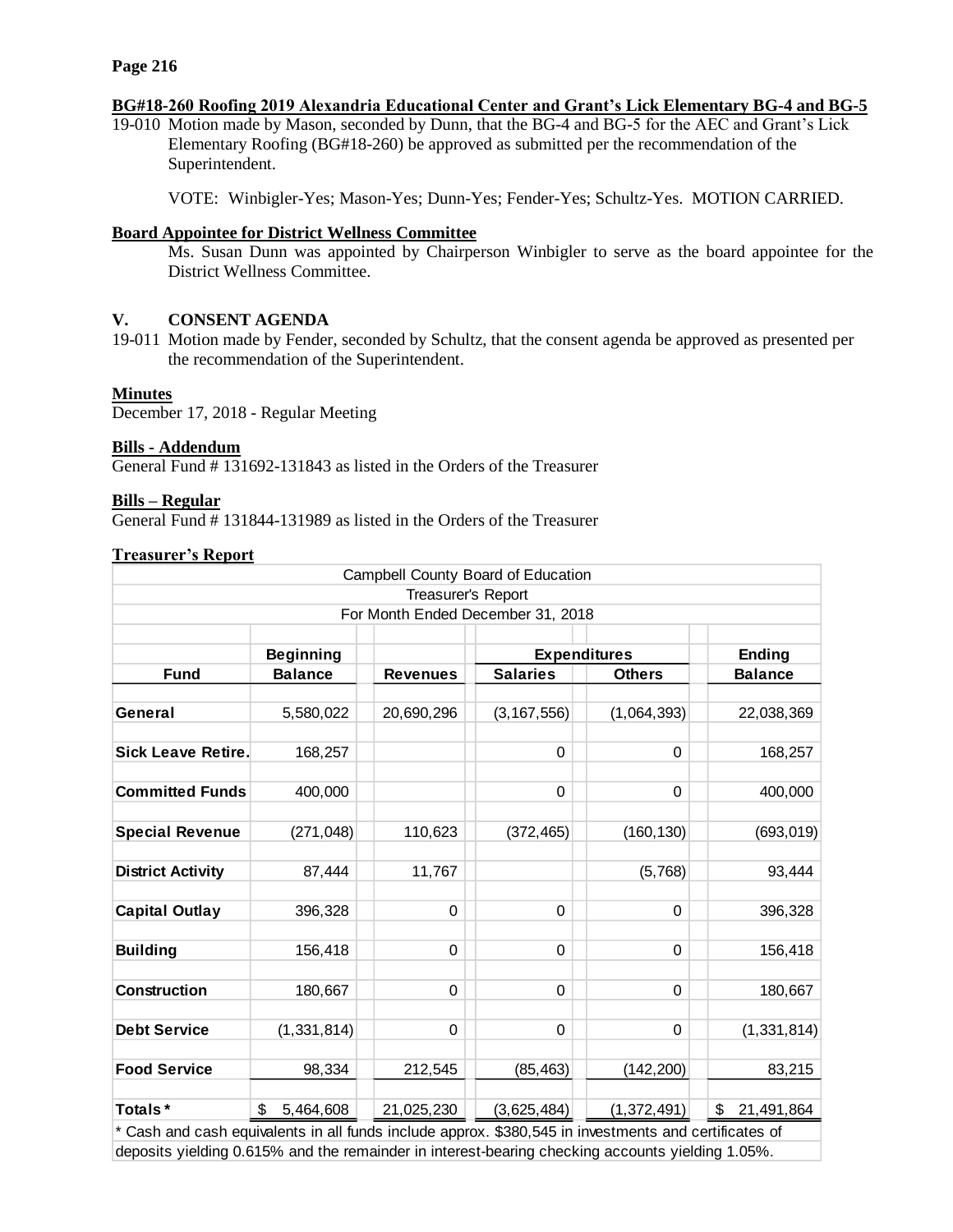**BG#18-260 Roofing 2019 Alexandria Educational Center and Grant's Lick Elementary BG-4 and BG-5**

19-010 Motion made by Mason, seconded by Dunn, that the BG-4 and BG-5 for the AEC and Grant's Lick Elementary Roofing (BG#18-260) be approved as submitted per the recommendation of the Superintendent.

VOTE: Winbigler-Yes; Mason-Yes; Dunn-Yes; Fender-Yes; Schultz-Yes. MOTION CARRIED.

**Board Appointee for District Wellness Committee**

Ms. Susan Dunn was appointed by Chairperson Winbigler to serve as the board appointee for the District Wellness Committee.

## V. CONSENT AGENDA

19-011 Motion made by Fender, seconded by Schultz, that the consent agenda be approved as presented per the recommendation of the Superintendent.

**Minutes**

December 17, 2018 - Regular Meeting

**Bills - Addendum**

General Fund # 131692-131843 as listed in the Orders of the Treasurer

**Bills – Regular**

General Fund # 131844-131989 as listed in the Orders of the Treasurer

**Treasurer's Report**

Campbell County Board of Education
Treasurer's Report
For Month Ended December 31, 2018

| Fund | Beginning Balance | Revenues | Expenditures Salaries | Expenditures Others | Ending Balance |
|---|---|---|---|---|---|
| General | 5,580,022 | 20,690,296 | (3,167,556) | (1,064,393) | 22,038,369 |
| Sick Leave Retire. | 168,257 | | 0 | 0 | 168,257 |
| Committed Funds | 400,000 | | 0 | 0 | 400,000 |
| Special Revenue | (271,048) | 110,623 | (372,465) | (160,130) | (693,019) |
| District Activity | 87,444 | 11,767 | | (5,768) | 93,444 |
| Capital Outlay | 396,328 | 0 | 0 | 0 | 396,328 |
| Building | 156,418 | 0 | 0 | 0 | 156,418 |
| Construction | 180,667 | 0 | 0 | 0 | 180,667 |
| Debt Service | (1,331,814) | 0 | 0 | 0 | (1,331,814) |
| Food Service | 98,334 | 212,545 | (85,463) | (142,200) | 83,215 |
| Totals * | $ 5,464,608 | 21,025,230 | (3,625,484) | (1,372,491) | $ 21,491,864 |

* Cash and cash equivalents in all funds include approx. $380,545 in investments and certificates of deposits yielding 0.615% and the remainder in interest-bearing checking accounts yielding 1.05%.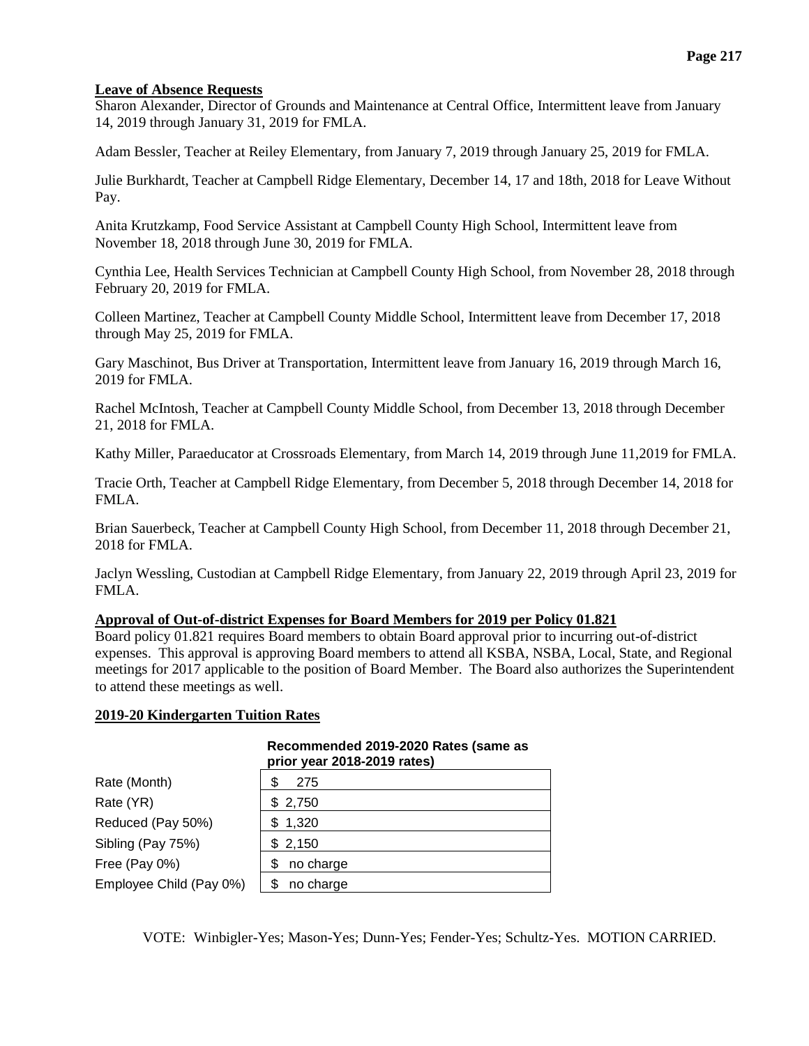**Leave of Absence Requests**

Sharon Alexander, Director of Grounds and Maintenance at Central Office, Intermittent leave from January 14, 2019 through January 31, 2019 for FMLA.

Adam Bessler, Teacher at Reiley Elementary, from January 7, 2019 through January 25, 2019 for FMLA.

Julie Burkhardt, Teacher at Campbell Ridge Elementary, December 14, 17 and 18th, 2018 for Leave Without Pay.

Anita Krutzkamp, Food Service Assistant at Campbell County High School, Intermittent leave from November 18, 2018 through June 30, 2019 for FMLA.

Cynthia Lee, Health Services Technician at Campbell County High School, from November 28, 2018 through February 20, 2019 for FMLA.

Colleen Martinez, Teacher at Campbell County Middle School, Intermittent leave from December 17, 2018 through May 25, 2019 for FMLA.

Gary Maschinot, Bus Driver at Transportation, Intermittent leave from January 16, 2019 through March 16, 2019 for FMLA.

Rachel McIntosh, Teacher at Campbell County Middle School, from December 13, 2018 through December 21, 2018 for FMLA.

Kathy Miller, Paraeducator at Crossroads Elementary, from March 14, 2019 through June 11,2019 for FMLA.

Tracie Orth, Teacher at Campbell Ridge Elementary, from December 5, 2018 through December 14, 2018 for FMLA.

Brian Sauerbeck, Teacher at Campbell County High School, from December 11, 2018 through December 21, 2018 for FMLA.

Jaclyn Wessling, Custodian at Campbell Ridge Elementary, from January 22, 2019 through April 23, 2019 for FMLA.

**Approval of Out-of-district Expenses for Board Members for 2019 per Policy 01.821**

Board policy 01.821 requires Board members to obtain Board approval prior to incurring out-of-district expenses. This approval is approving Board members to attend all KSBA, NSBA, Local, State, and Regional meetings for 2017 applicable to the position of Board Member. The Board also authorizes the Superintendent to attend these meetings as well.

**2019-20 Kindergarten Tuition Rates**

| | Recommended 2019-2020 Rates (same as prior year 2018-2019 rates) |
|---|---|
| Rate (Month) | $ 275 |
| Rate (YR) | $ 2,750 |
| Reduced (Pay 50%) | $ 1,320 |
| Sibling (Pay 75%) | $ 2,150 |
| Free (Pay 0%) | $ no charge |
| Employee Child (Pay 0%) | $ no charge |

VOTE: Winbigler-Yes; Mason-Yes; Dunn-Yes; Fender-Yes; Schultz-Yes. MOTION CARRIED.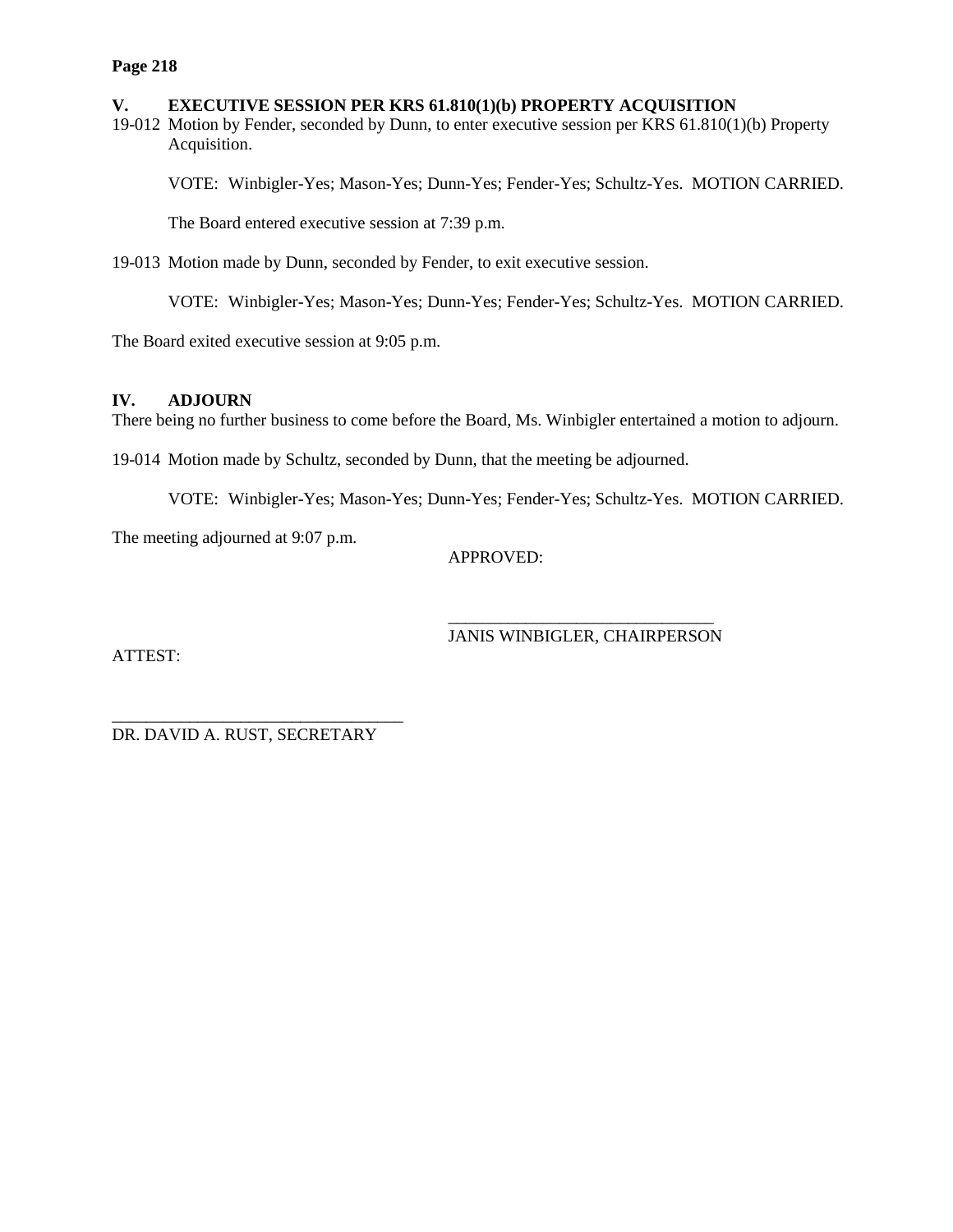## V. EXECUTIVE SESSION PER KRS 61.810(1)(b) PROPERTY ACQUISITION

19-012 Motion by Fender, seconded by Dunn, to enter executive session per KRS 61.810(1)(b) Property Acquisition.

VOTE: Winbigler-Yes; Mason-Yes; Dunn-Yes; Fender-Yes; Schultz-Yes. MOTION CARRIED.

The Board entered executive session at 7:39 p.m.

19-013 Motion made by Dunn, seconded by Fender, to exit executive session.

VOTE: Winbigler-Yes; Mason-Yes; Dunn-Yes; Fender-Yes; Schultz-Yes. MOTION CARRIED.

The Board exited executive session at 9:05 p.m.

## IV. ADJOURN

There being no further business to come before the Board, Ms. Winbigler entertained a motion to adjourn.

19-014 Motion made by Schultz, seconded by Dunn, that the meeting be adjourned.

VOTE: Winbigler-Yes; Mason-Yes; Dunn-Yes; Fender-Yes; Schultz-Yes. MOTION CARRIED.

The meeting adjourned at 9:07 p.m.

APPROVED:

_______________________________
JANIS WINBIGLER, CHAIRPERSON

ATTEST:

_________________________________
DR. DAVID A. RUST, SECRETARY